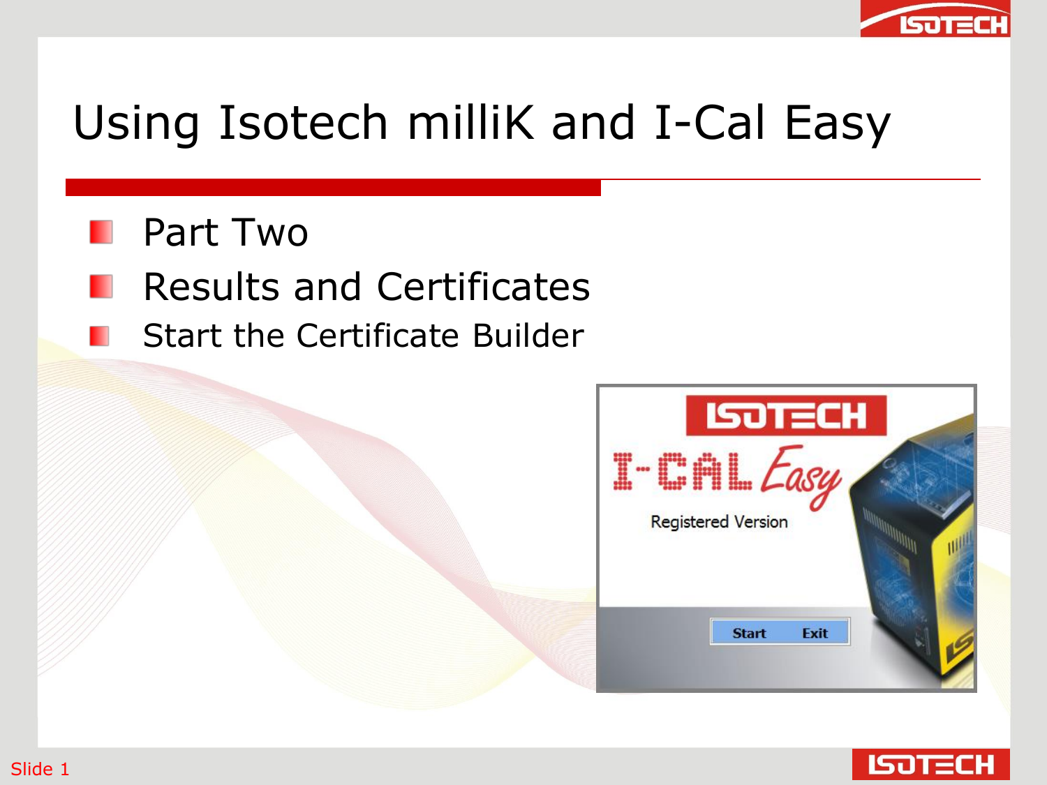# Using Isotech milliK and I-Cal Easy

- Part Two
- Results and Certificates
- Start the Certificate Builder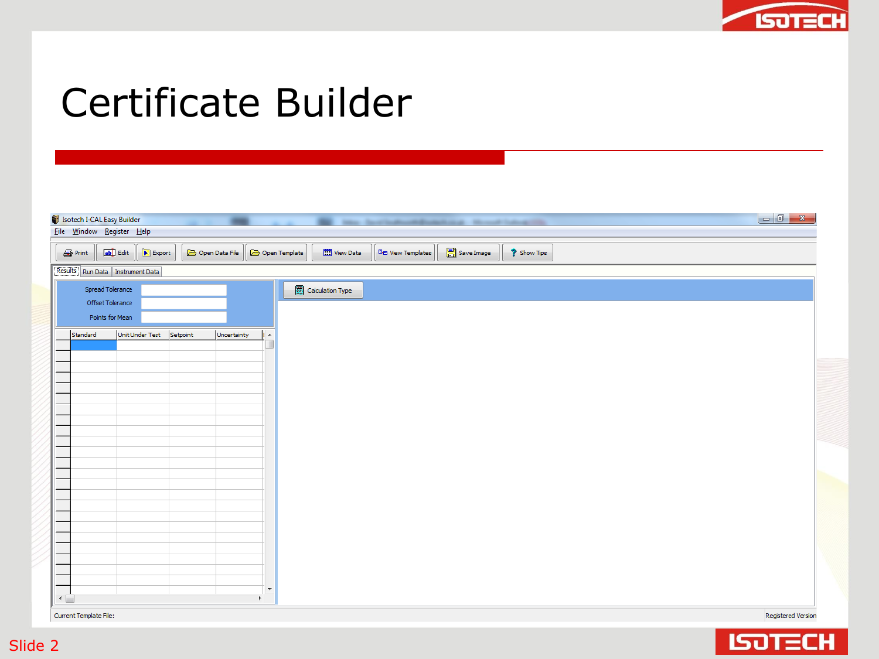# Certificate Builder

Isotech I-CAL Easy Builder

File  Window  Register  Help

Print | Edit | Export | Open Data File | Open Template | View Data | View Templates | Save Image | Show Tips

Results | Run Data | Instrument Data

Spread Tolerance

Offset Tolerance

Points for Mean

| Standard | Unit Under Test | Setpoint | Uncertainty |
|---|---|---|---|

Calculation Type

Current Template File:

Registered Version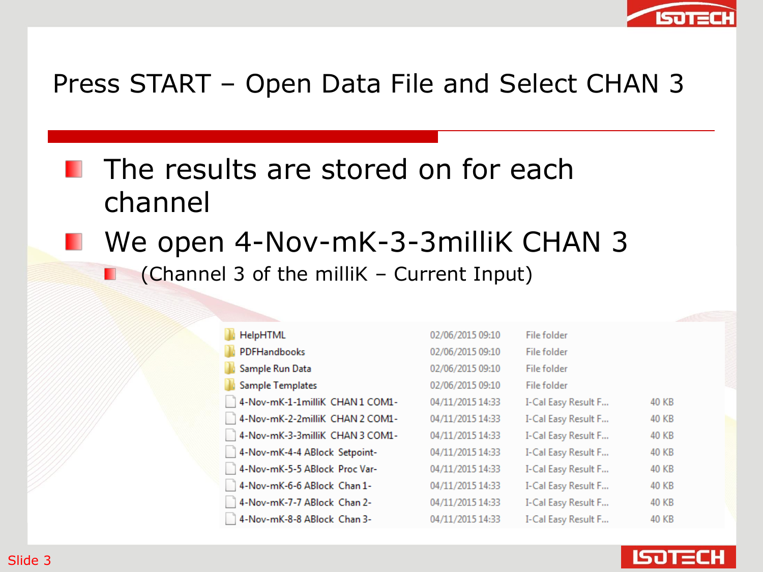# Press START – Open Data File and Select CHAN 3

- The results are stored on for each channel
- We open 4-Nov-mK-3-3milliK CHAN 3
  - (Channel 3 of the milliK – Current Input)

| Name | Date modified | Type | Size |
|---|---|---|---|
| HelpHTML | 02/06/2015 09:10 | File folder | |
| PDFHandbooks | 02/06/2015 09:10 | File folder | |
| Sample Run Data | 02/06/2015 09:10 | File folder | |
| Sample Templates | 02/06/2015 09:10 | File folder | |
| 4-Nov-mK-1-1milliK CHAN 1 COM1- | 04/11/2015 14:33 | I-Cal Easy Result F... | 40 KB |
| 4-Nov-mK-2-2milliK CHAN 2 COM1- | 04/11/2015 14:33 | I-Cal Easy Result F... | 40 KB |
| 4-Nov-mK-3-3milliK CHAN 3 COM1- | 04/11/2015 14:33 | I-Cal Easy Result F... | 40 KB |
| 4-Nov-mK-4-4 ABlock Setpoint- | 04/11/2015 14:33 | I-Cal Easy Result F... | 40 KB |
| 4-Nov-mK-5-5 ABlock Proc Var- | 04/11/2015 14:33 | I-Cal Easy Result F... | 40 KB |
| 4-Nov-mK-6-6 ABlock Chan 1- | 04/11/2015 14:33 | I-Cal Easy Result F... | 40 KB |
| 4-Nov-mK-7-7 ABlock Chan 2- | 04/11/2015 14:33 | I-Cal Easy Result F... | 40 KB |
| 4-Nov-mK-8-8 ABlock Chan 3- | 04/11/2015 14:33 | I-Cal Easy Result F... | 40 KB |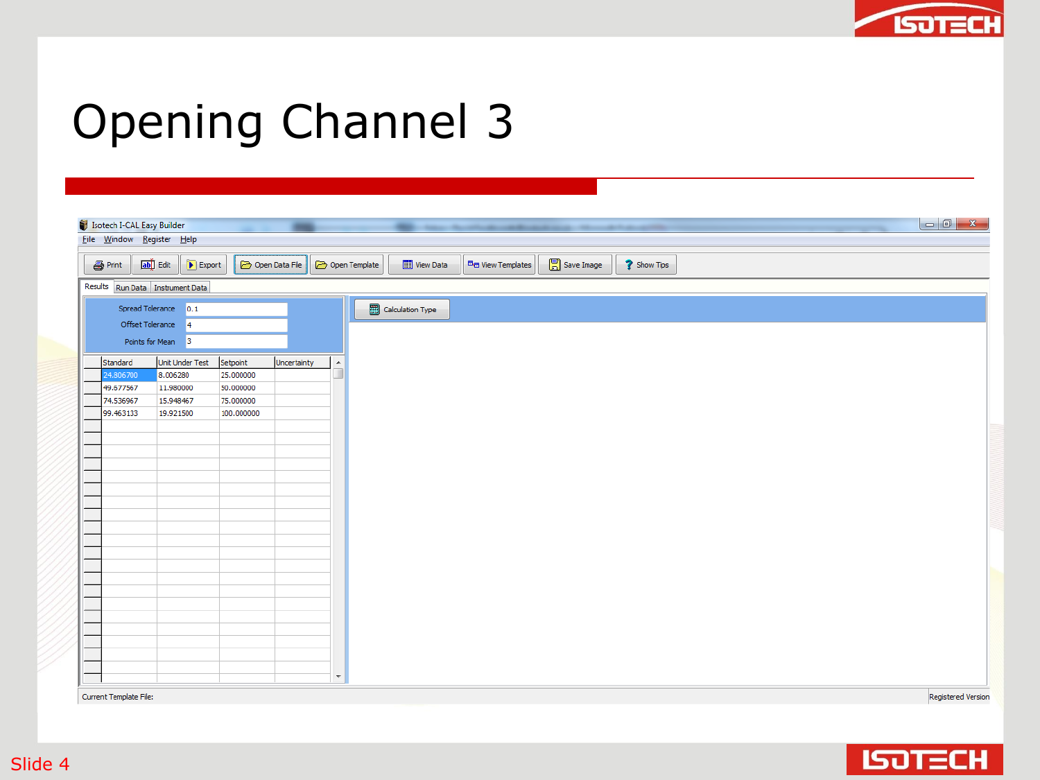# Opening Channel 3

Isotech I-CAL Easy Builder

File Window Register Help

Print | Edit | Export | Open Data File | Open Template | View Data | View Templates | Save Image | Show Tips

Results | Run Data | Instrument Data

Spread Tolerance: 0.1

Offset Tolerance: 4

Points for Mean: 3

Calculation Type

| Standard | Unit Under Test | Setpoint | Uncertainty |
|---|---|---|---|
| 24.806700 | 8.006280 | 25.000000 | |
| 49.677567 | 11.980000 | 50.000000 | |
| 74.536967 | 15.948467 | 75.000000 | |
| 99.463133 | 19.921500 | 100.000000 | |

Current Template File:

Registered Version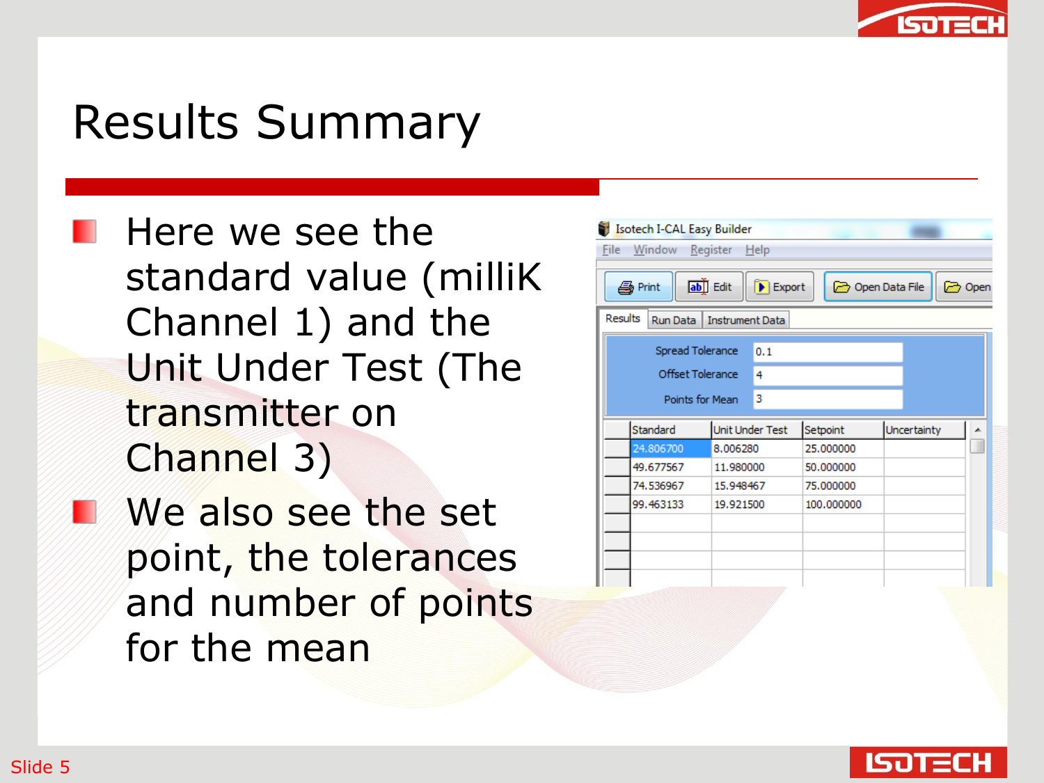# Results Summary

- Here we see the standard value (milliK Channel 1) and the Unit Under Test (The transmitter on Channel 3)
- We also see the set point, the tolerances and number of points for the mean

Isotech I-CAL Easy Builder

File Window Register Help

Print | Edit | Export | Open Data File | Open

Results | Run Data | Instrument Data

Spread Tolerance: 0.1

Offset Tolerance: 4

Points for Mean: 3

| Standard | Unit Under Test | Setpoint | Uncertainty |
|---|---|---|---|
| 24.806700 | 8.006280 | 25.000000 | |
| 49.677567 | 11.980000 | 50.000000 | |
| 74.536967 | 15.948467 | 75.000000 | |
| 99.463133 | 19.921500 | 100.000000 | |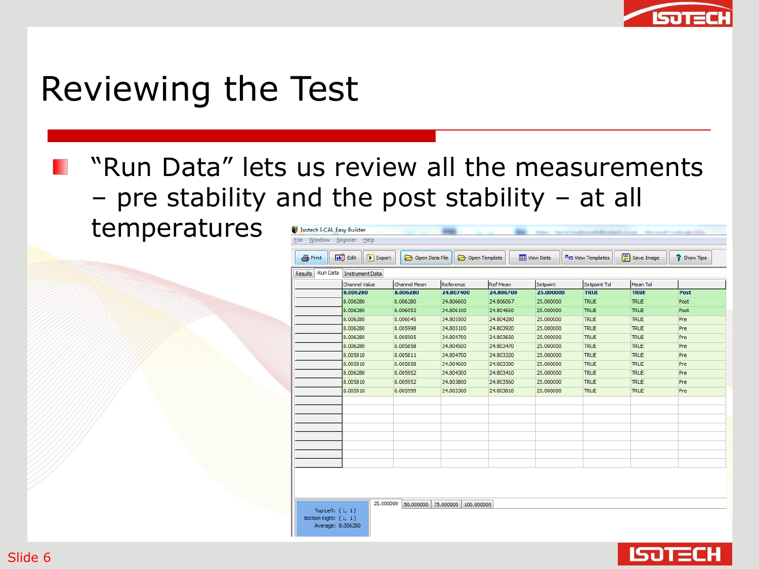# Reviewing the Test

- "Run Data" lets us review all the measurements – pre stability and the post stability – at all temperatures

Isotech I-CAL Easy Builder

File Window Register Help

Print | Edit | Export | Open Data File | Open Template | View Data | View Templates | Save Image | Show Tips

Results | Run Data | Instrument Data

| Channel Value | Channel Mean | Reference | Ref Mean | Setpoint | Setpoint Tol | Mean Tol | |
|---|---|---|---|---|---|---|---|
| **8.006280** | **8.006280** | **24.807400** | **24.806700** | **25.000000** | **TRUE** | **TRUE** | **Post** |
| 8.006280 | 8.006280 | 24.806600 | 24.806067 | 25.000000 | TRUE | TRUE | Post |
| 8.006280 | 8.006092 | 24.806100 | 24.804660 | 25.000000 | TRUE | TRUE | Post |
| 8.006280 | 8.006045 | 24.805500 | 24.804280 | 25.000000 | TRUE | TRUE | Pre |
| 8.006280 | 8.005998 | 24.805100 | 24.803920 | 25.000000 | TRUE | TRUE | Pre |
| 8.006280 | 8.005905 | 24.804700 | 24.803650 | 25.000000 | TRUE | TRUE | Pre |
| 8.006280 | 8.005858 | 24.804500 | 24.803470 | 25.000000 | TRUE | TRUE | Pre |
| 8.005810 | 8.005811 | 24.804700 | 24.803320 | 25.000000 | TRUE | TRUE | Pre |
| 8.005810 | 8.005858 | 24.804600 | 24.803300 | 25.000000 | TRUE | TRUE | Pre |
| 8.006280 | 8.005952 | 24.804300 | 24.803410 | 25.000000 | TRUE | TRUE | Pre |
| 8.005810 | 8.005952 | 24.803800 | 24.803560 | 25.000000 | TRUE | TRUE | Pre |
| 8.005810 | 8.005999 | 24.803300 | 24.803810 | 25.000000 | TRUE | TRUE | Pre |

Top Left: ( 1, 1)
Bottom Right: ( 1, 1)
Average: 8.006280

25.000000 | 50.000000 | 75.000000 | 100.000000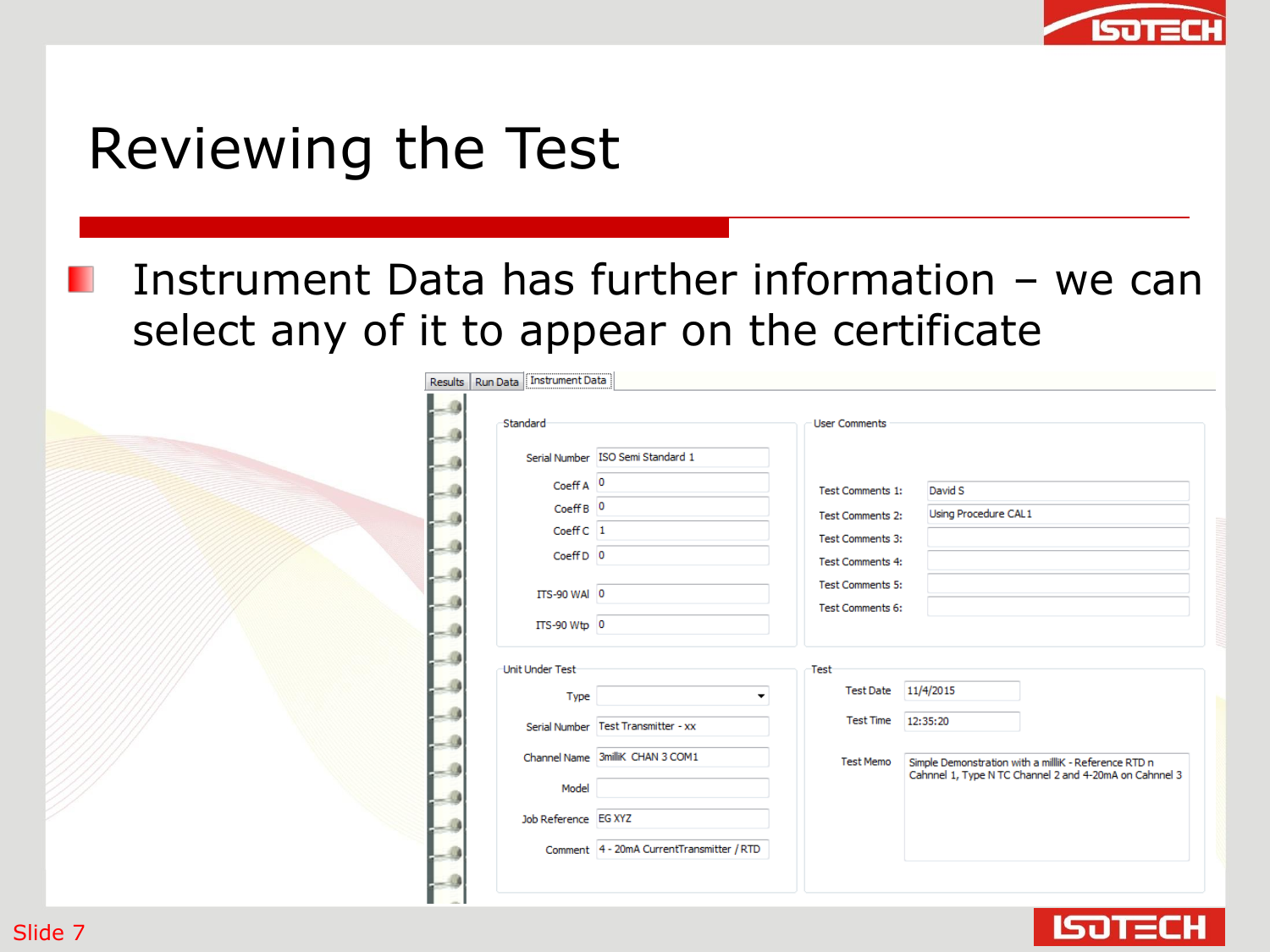# Reviewing the Test

- Instrument Data has further information – we can select any of it to appear on the certificate

Results | Run Data | Instrument Data

**Standard**

| Field | Value |
| --- | --- |
| Serial Number | ISO Semi Standard 1 |
| Coeff A | 0 |
| Coeff B | 0 |
| Coeff C | 1 |
| Coeff D | 0 |
| ITS-90 WAl | 0 |
| ITS-90 Wtp | 0 |

**User Comments**

| Field | Value |
| --- | --- |
| Test Comments 1: | David S |
| Test Comments 2: | Using Procedure CAL1 |
| Test Comments 3: | |
| Test Comments 4: | |
| Test Comments 5: | |
| Test Comments 6: | |

**Unit Under Test**

| Field | Value |
| --- | --- |
| Type | |
| Serial Number | Test Transmitter - xx |
| Channel Name | 3milliK CHAN 3 COM1 |
| Model | |
| Job Reference | EG XYZ |
| Comment | 4 - 20mA CurrentTransmitter / RTD |

**Test**

| Field | Value |
| --- | --- |
| Test Date | 11/4/2015 |
| Test Time | 12:35:20 |
| Test Memo | Simple Demonstration with a milliK - Reference RTD n Cahnnel 1, Type N TC Channel 2 and 4-20mA on Cahnnel 3 |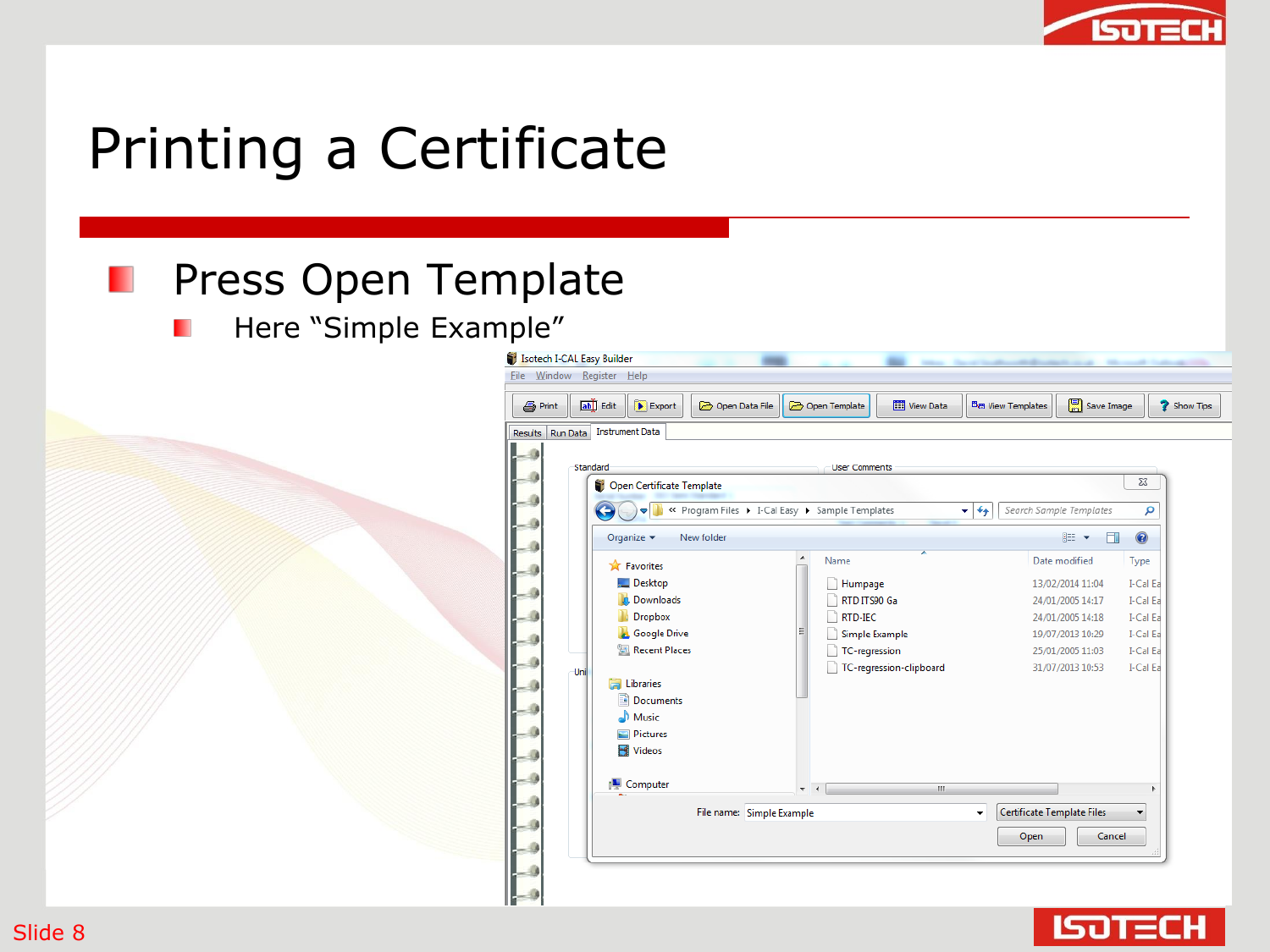# Printing a Certificate

- Press Open Template
  - Here "Simple Example"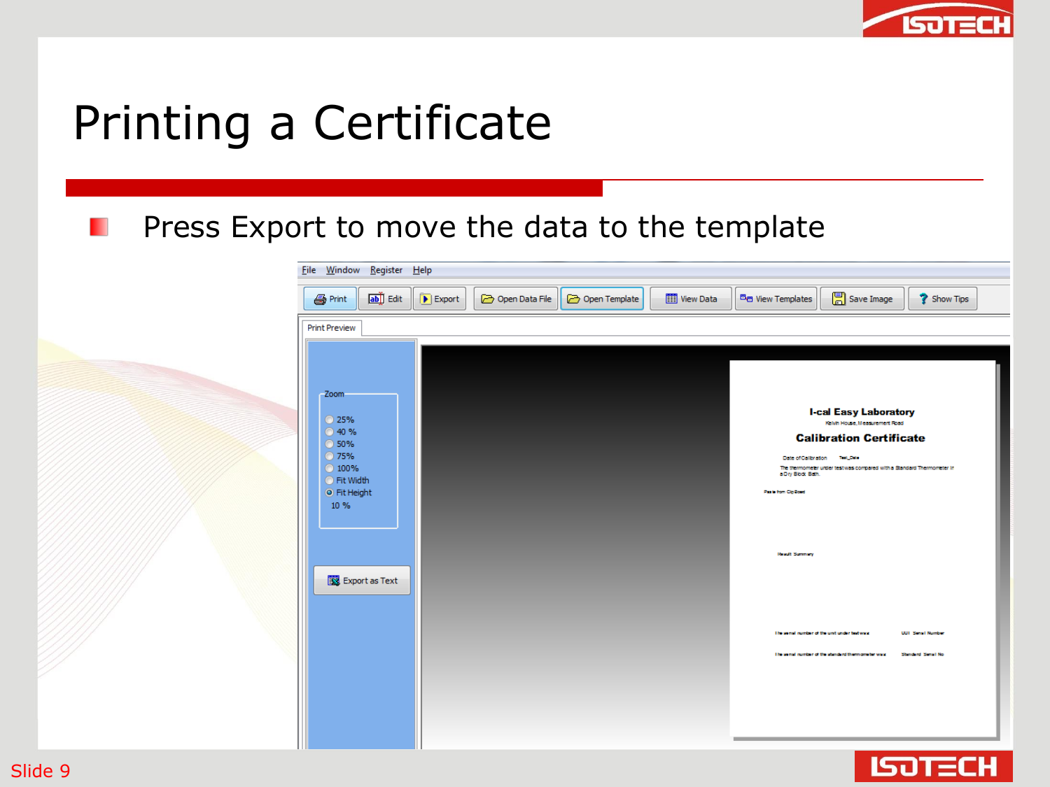# Printing a Certificate

- Press Export to move the data to the template

File Window Register Help

Print | Edit | Export | Open Data File | Open Template | View Data | View Templates | Save Image | Show Tips

Print Preview

Zoom
- 25%
- 40 %
- 50%
- 75%
- 100%
- Fit Width
- Fit Height

10 %

Export as Text

**I-cal Easy Laboratory**

Kelvin House, Measurement Road

**Calibration Certificate**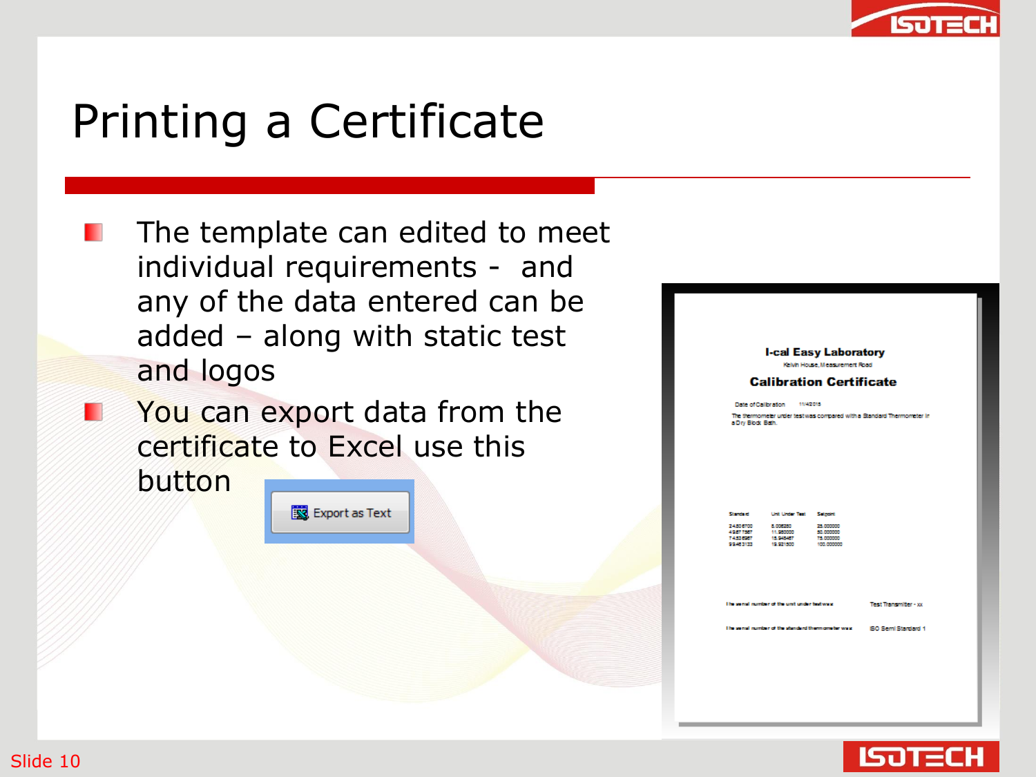# Printing a Certificate

- The template can edited to meet individual requirements - and any of the data entered can be added – along with static test and logos
- You can export data from the certificate to Excel use this button

Export as Text

**I-cal Easy Laboratory**

Kelvin House, Measurement Road

**Calibration Certificate**

Date of Calibration 11/4/2015

The thermometer under test was compared with a Standard Thermometer in a Dry Block Bath.

| Standard | Unit Under Test | Setpoint |
|---|---|---|
| 24.836700 | 8.006260 | 25.000000 |
| 49.877587 | 11.950000 | 50.000000 |
| 74.836967 | 15.946467 | 75.000000 |
| 99.462133 | 19.921500 | 100.000000 |

The serial number of the unit under test was Test Transmitter - xx

The serial number of the standard thermometer was ISO Semi Standard 1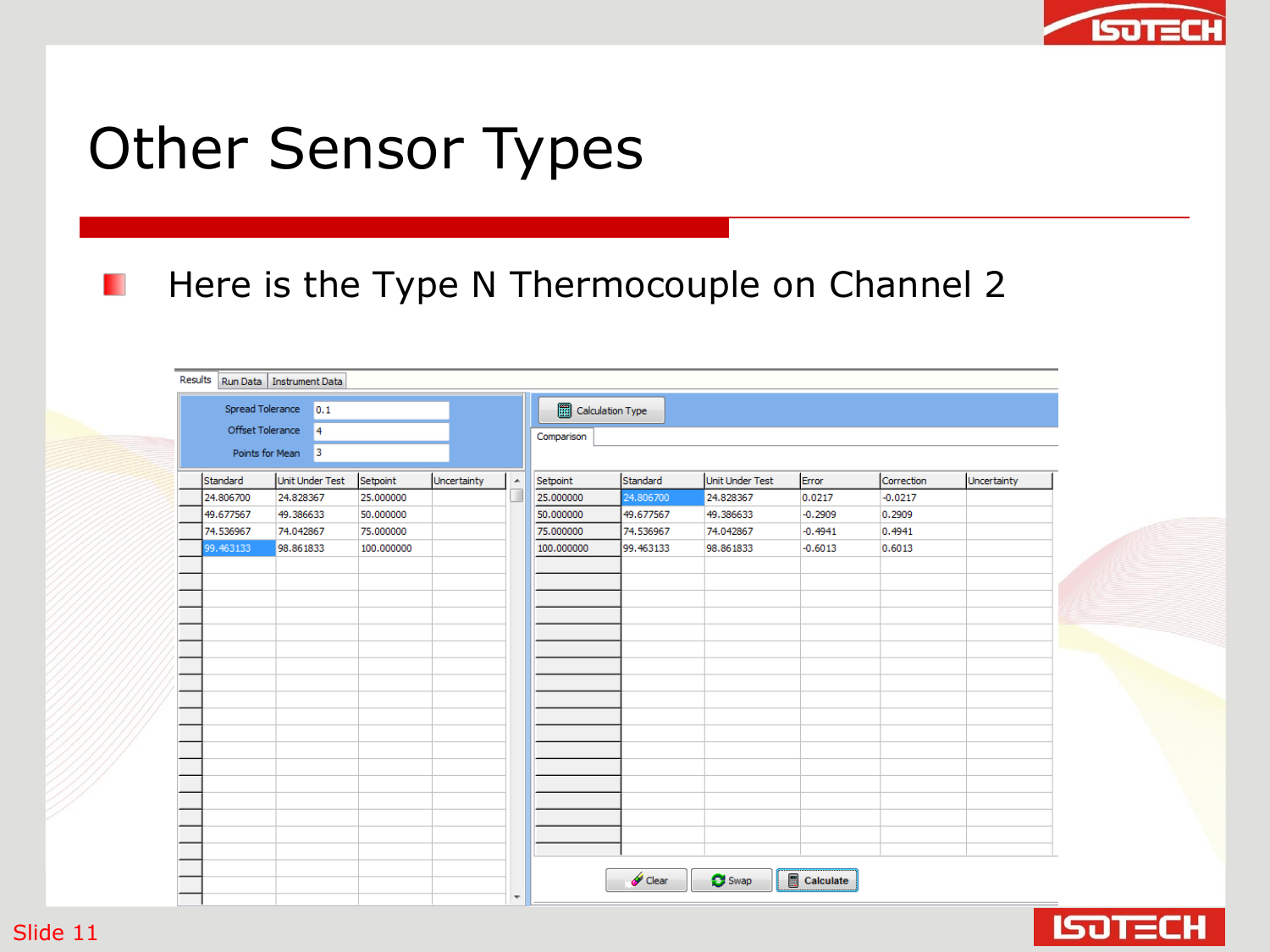# Other Sensor Types

- Here is the Type N Thermocouple on Channel 2

Results | Run Data | Instrument Data

Spread Tolerance: 0.1
Offset Tolerance: 4
Points for Mean: 3

| Standard | Unit Under Test | Setpoint | Uncertainty |
|---|---|---|---|
| 24.806700 | 24.828367 | 25.000000 | |
| 49.677567 | 49.386633 | 50.000000 | |
| 74.536967 | 74.042867 | 75.000000 | |
| 99.463133 | 98.861833 | 100.000000 | |

Calculation Type

Comparison

| Setpoint | Standard | Unit Under Test | Error | Correction | Uncertainty |
|---|---|---|---|---|---|
| 25.000000 | 24.806700 | 24.828367 | 0.0217 | -0.0217 | |
| 50.000000 | 49.677567 | 49.386633 | -0.2909 | 0.2909 | |
| 75.000000 | 74.536967 | 74.042867 | -0.4941 | 0.4941 | |
| 100.000000 | 99.463133 | 98.861833 | -0.6013 | 0.6013 | |

Clear | Swap | Calculate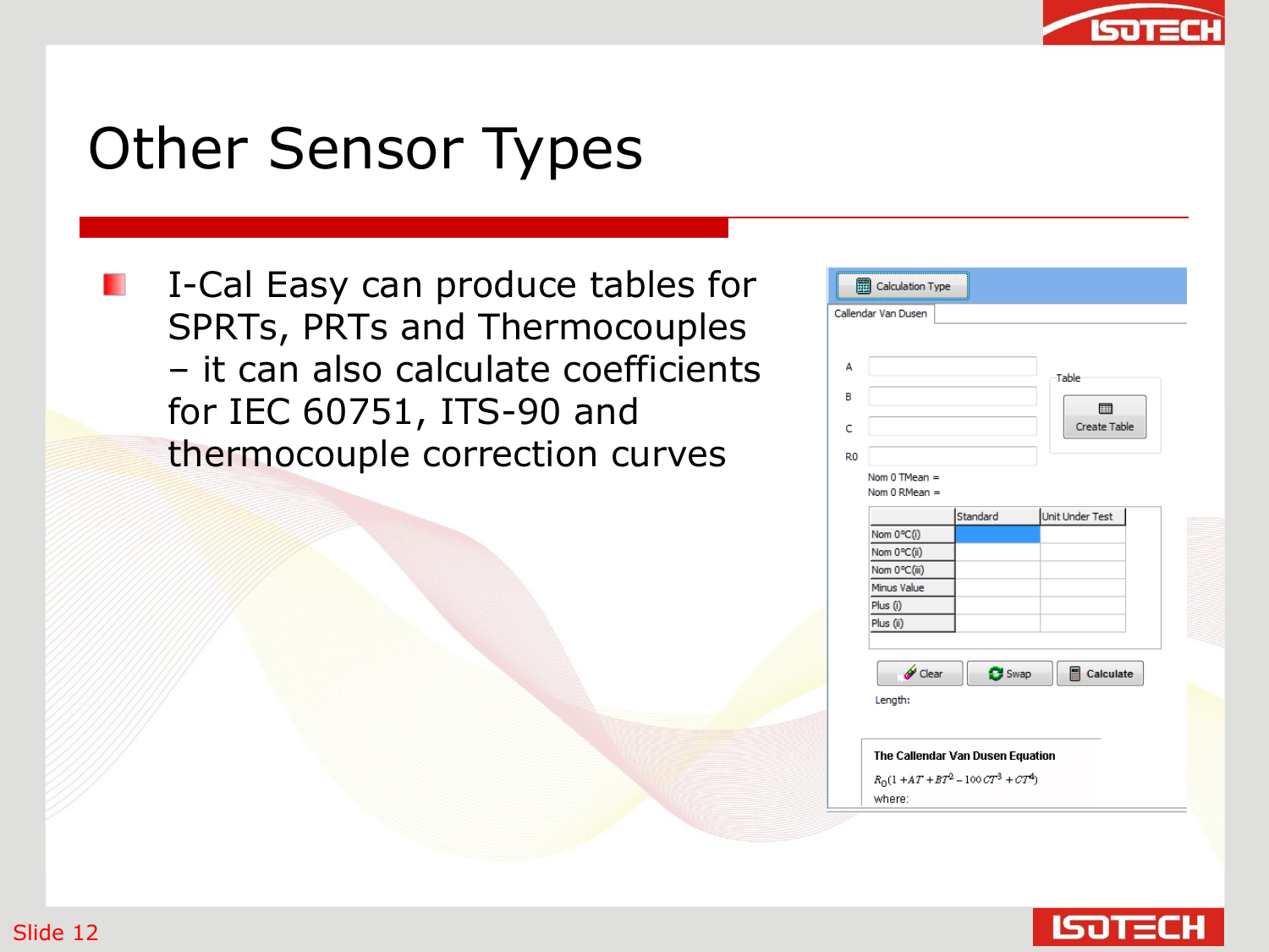# Other Sensor Types

- I-Cal Easy can produce tables for SPRTs, PRTs and Thermocouples – it can also calculate coefficients for IEC 60751, ITS-90 and thermocouple correction curves

Calculation Type

Callendar Van Dusen

A

B

C

R0

Table

Create Table

Nom 0 TMean =

Nom 0 RMean =

| | Standard | Unit Under Test |
|---|---|---|
| Nom 0°C(i) | | |
| Nom 0°C(ii) | | |
| Nom 0°C(iii) | | |
| Minus Value | | |
| Plus (i) | | |
| Plus (ii) | | |

Clear Swap Calculate

Length:

**The Callendar Van Dusen Equation**

$R_0(1 + AT + BT^2 - 100CT^3 + CT^4)$

where: